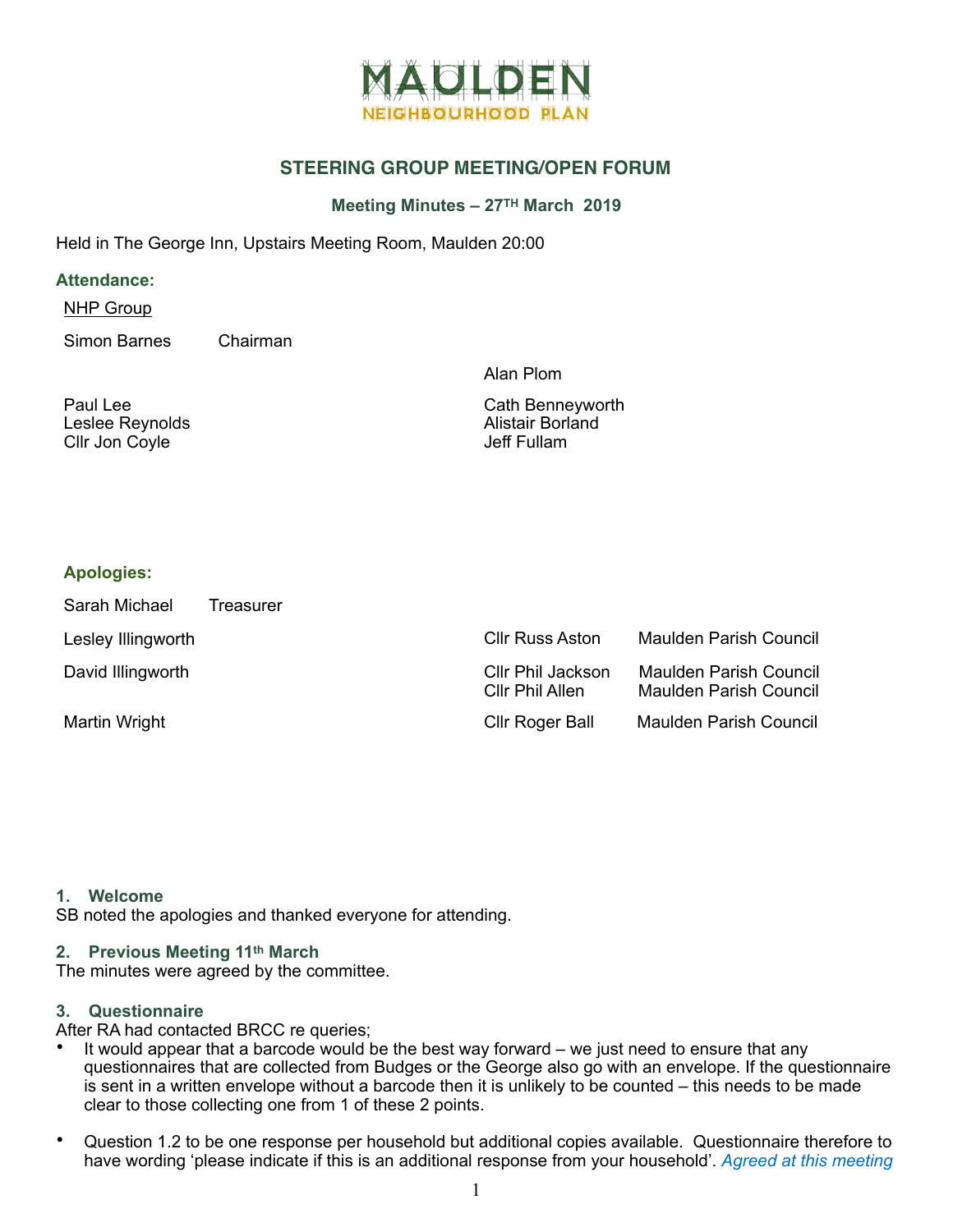# MAULDEN
## NEIGHBOURHOOD PLAN

## STEERING GROUP MEETING/OPEN FORUM

### Meeting Minutes – 27TH March 2019

Held in The George Inn, Upstairs Meeting Room, Maulden 20:00

### Attendance:

NHP Group

Simon Barnes Chairman

Alan Plom

Paul Lee
Leslee Reynolds
Cllr Jon Coyle

Cath Benneyworth
Alistair Borland
Jeff Fullam

### Apologies:

Sarah Michael Treasurer

| | | |
|---|---|---|
| Lesley Illingworth | Cllr Russ Aston | Maulden Parish Council |
| David Illingworth | Cllr Phil Jackson | Maulden Parish Council |
| | Cllr Phil Allen | Maulden Parish Council |
| Martin Wright | Cllr Roger Ball | Maulden Parish Council |

### 1. Welcome

SB noted the apologies and thanked everyone for attending.

### 2. Previous Meeting 11th March

The minutes were agreed by the committee.

### 3. Questionnaire

After RA had contacted BRCC re queries;

- It would appear that a barcode would be the best way forward – we just need to ensure that any questionnaires that are collected from Budges or the George also go with an envelope. If the questionnaire is sent in a written envelope without a barcode then it is unlikely to be counted – this needs to be made clear to those collecting one from 1 of these 2 points.

- Question 1.2 to be one response per household but additional copies available. Questionnaire therefore to have wording 'please indicate if this is an additional response from your household'. *Agreed at this meeting*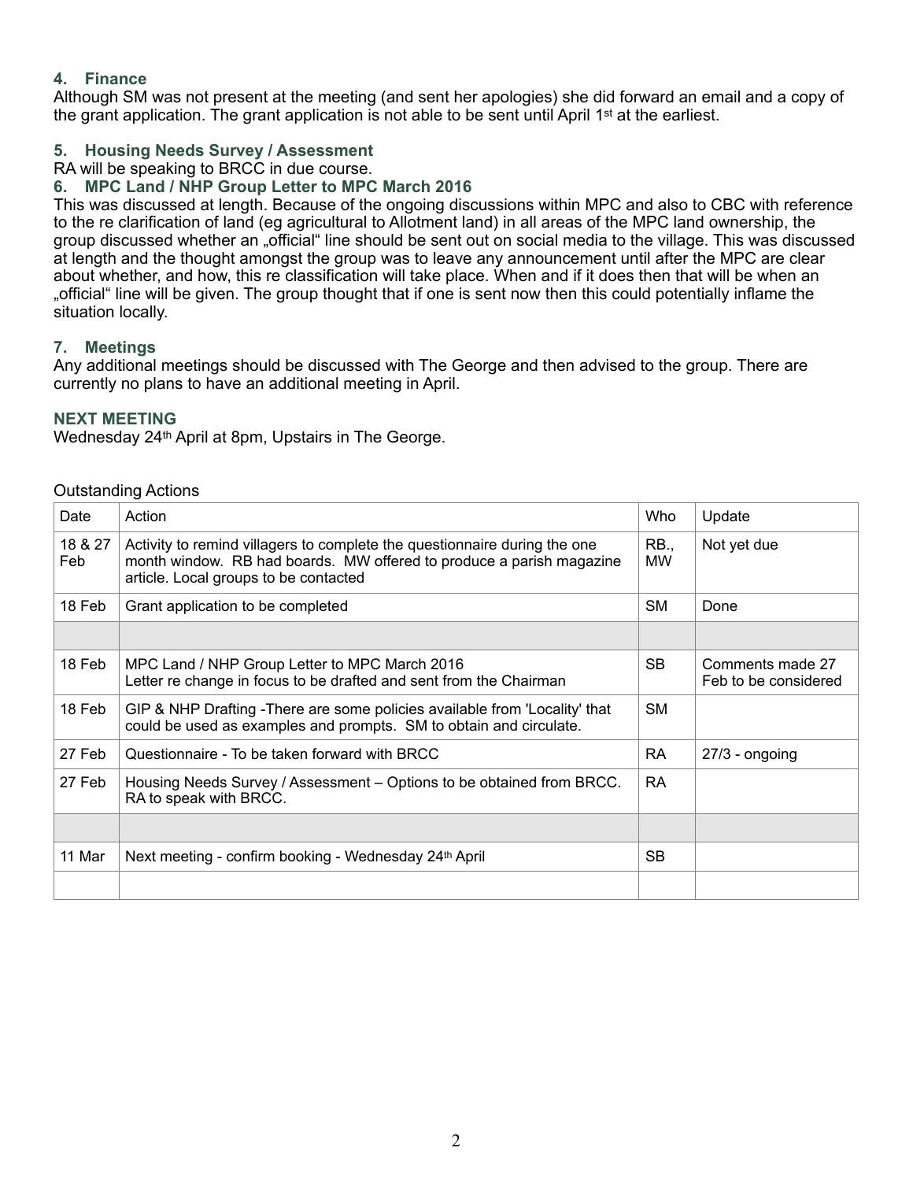### 4. Finance

Although SM was not present at the meeting (and sent her apologies) she did forward an email and a copy of the grant application. The grant application is not able to be sent until April 1st at the earliest.

### 5. Housing Needs Survey / Assessment

RA will be speaking to BRCC in due course.

### 6. MPC Land / NHP Group Letter to MPC March 2016

This was discussed at length. Because of the ongoing discussions within MPC and also to CBC with reference to the re clarification of land (eg agricultural to Allotment land) in all areas of the MPC land ownership, the group discussed whether an „official" line should be sent out on social media to the village. This was discussed at length and the thought amongst the group was to leave any announcement until after the MPC are clear about whether, and how, this re classification will take place. When and if it does then that will be when an „official" line will be given. The group thought that if one is sent now then this could potentially inflame the situation locally.

### 7. Meetings

Any additional meetings should be discussed with The George and then advised to the group. There are currently no plans to have an additional meeting in April.

### NEXT MEETING

Wednesday 24th April at 8pm, Upstairs in The George.

Outstanding Actions

| Date | Action | Who | Update |
|---|---|---|---|
| 18 & 27 Feb | Activity to remind villagers to complete the questionnaire during the one month window. RB had boards. MW offered to produce a parish magazine article. Local groups to be contacted | RB., MW | Not yet due |
| 18 Feb | Grant application to be completed | SM | Done |
| | | | |
| 18 Feb | MPC Land / NHP Group Letter to MPC March 2016<br>Letter re change in focus to be drafted and sent from the Chairman | SB | Comments made 27 Feb to be considered |
| 18 Feb | GIP & NHP Drafting -There are some policies available from 'Locality' that could be used as examples and prompts. SM to obtain and circulate. | SM | |
| 27 Feb | Questionnaire - To be taken forward with BRCC | RA | 27/3 - ongoing |
| 27 Feb | Housing Needs Survey / Assessment – Options to be obtained from BRCC. RA to speak with BRCC. | RA | |
| | | | |
| 11 Mar | Next meeting - confirm booking - Wednesday 24th April | SB | |
| | | | |